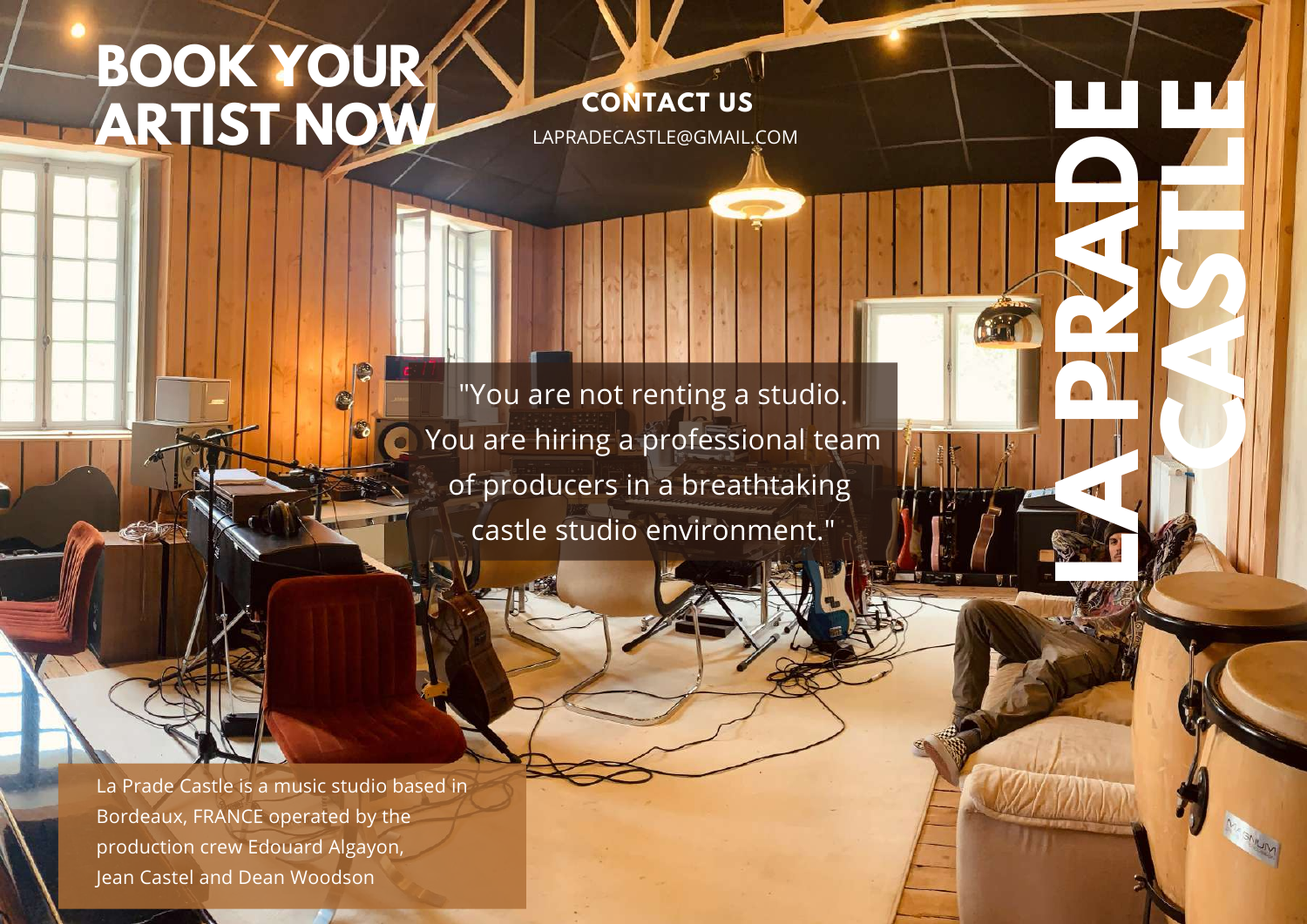# BOOK YOUR ARTIST NOW

**CONTACT US**

LAPRADECASTLE@GMAIL.COM

# LA PRADE CASTLE

"You are not renting a studio. You are hiring a professional team of producers in a breathtaking castle studio environment."

La Prade Castle is a music studio based in Bordeaux, FRANCE operated by the production crew Edouard Algayon, Jean Castel and Dean Woodson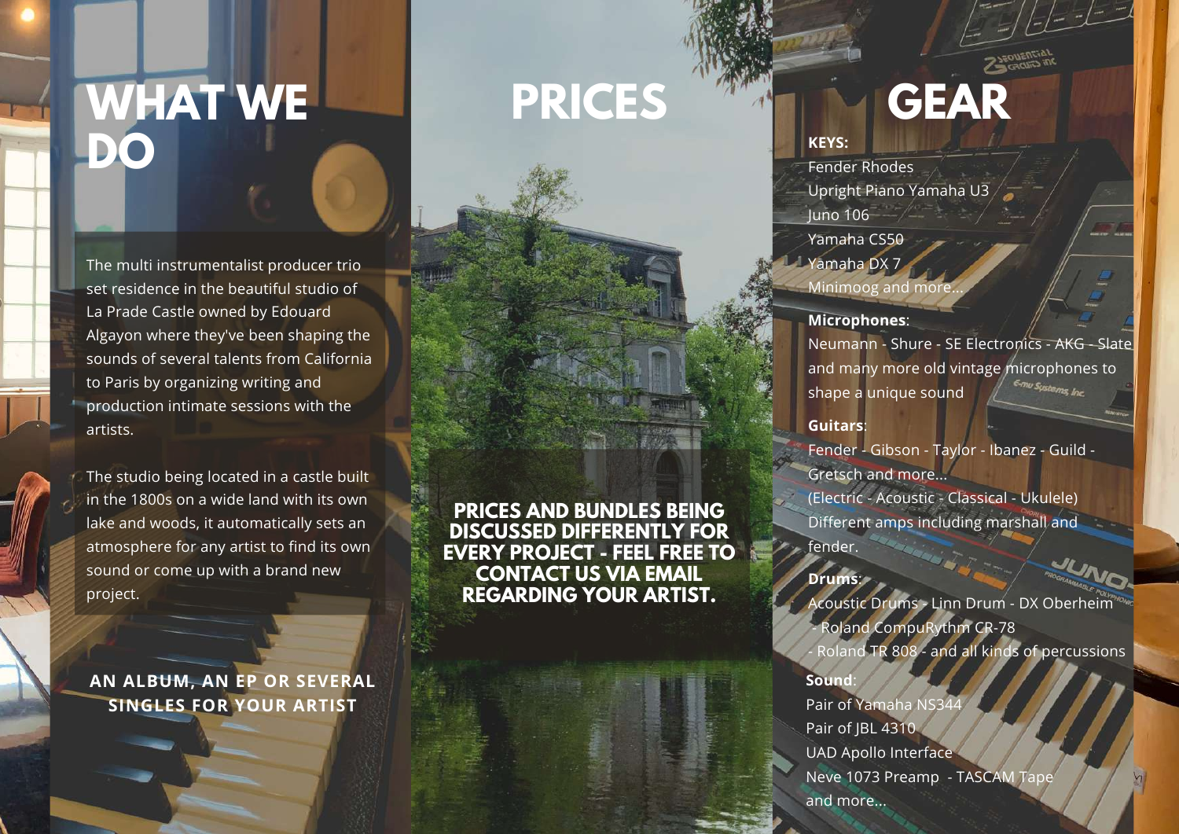# WHAT WE DO

The multi instrumentalist producer trio set residence in the beautiful studio of La Prade Castle owned by Edouard Algayon where they've been shaping the sounds of several talents from California to Paris by organizing writing and production intimate sessions with the artists.

The studio being located in a castle built in the 1800s on a wide land with its own lake and woods, it automatically sets an atmosphere for any artist to find its own sound or come up with a brand new project.

**AN ALBUM, AN EP OR SEVERAL SINGLES FOR YOUR ARTIST**

# PRICES

**PRICES AND BUNDLES BEING DISCUSSED DIFFERENTLY FOR EVERY PROJECT - FEEL FREE TO CONTACT US VIA EMAIL REGARDING YOUR ARTIST.**

# GEAR

**KEYS:**

Fender Rhodes
Upright Piano Yamaha U3
Juno 106
Yamaha CS50
Yamaha DX 7
Minimoog and more...

**Microphones**:

Neumann - Shure - SE Electronics - AKG - Slate and many more old vintage microphones to shape a unique sound

**Guitars**:

Fender - Gibson - Taylor - Ibanez - Guild - Gretsch and more...
(Electric - Acoustic - Classical - Ukulele)
Different amps including marshall and fender.

**Drums**:

Acoustic Drums - Linn Drum - DX Oberheim - Roland CompuRythm CR-78 - Roland TR 808 - and all kinds of percussions

**Sound**:

Pair of Yamaha NS344
Pair of JBL 4310
UAD Apollo Interface
Neve 1073 Preamp - TASCAM Tape and more...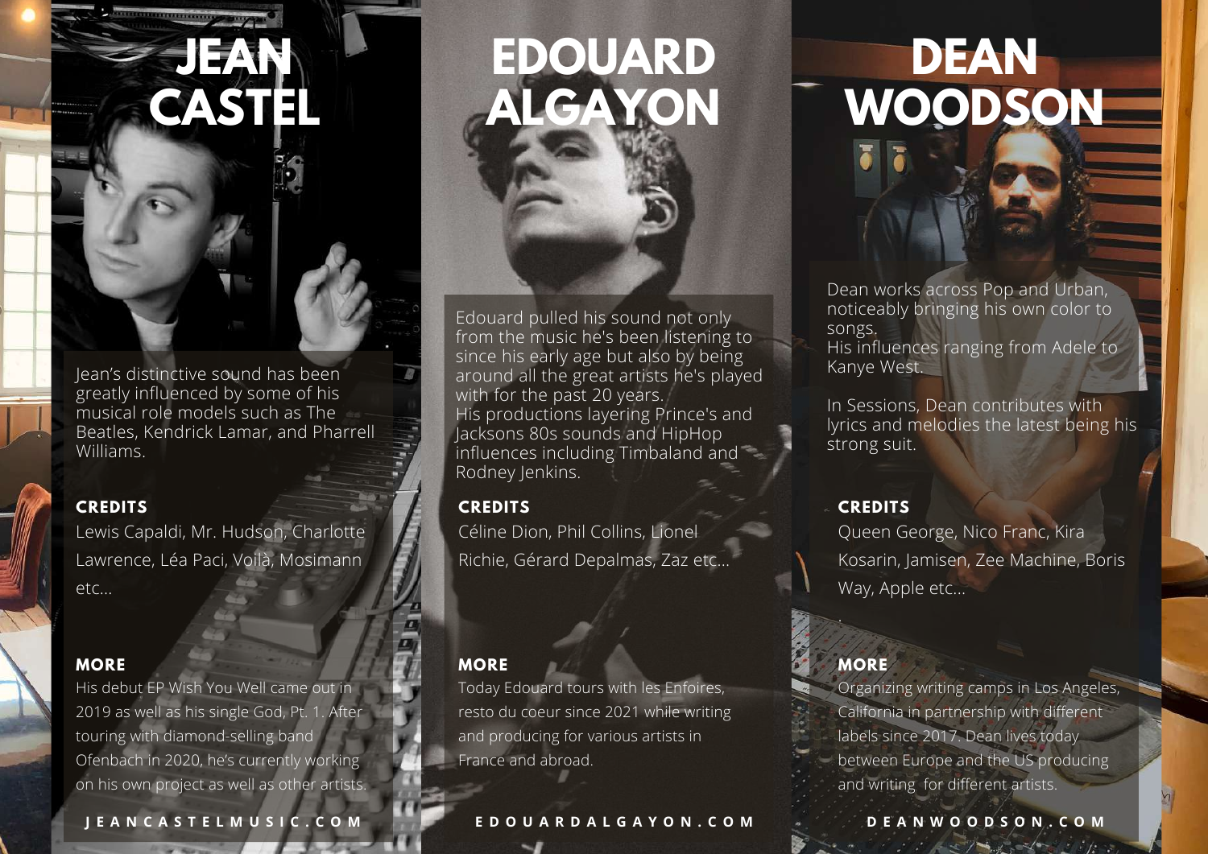# JEAN CASTEL

Jean's distinctive sound has been greatly influenced by some of his musical role models such as The Beatles, Kendrick Lamar, and Pharrell Williams.

**CREDITS**

Lewis Capaldi, Mr. Hudson, Charlotte Lawrence, Léa Paci, Voilà, Mosimann etc...

**MORE**

His debut EP Wish You Well came out in 2019 as well as his single God, Pt. 1. After touring with diamond-selling band Ofenbach in 2020, he's currently working on his own project as well as other artists.

**JEANCASTELMUSIC.COM**

# EDOUARD ALGAYON

Edouard pulled his sound not only from the music he's been listening to since his early age but also by being around all the great artists he's played with for the past 20 years.
His productions layering Prince's and Jacksons 80s sounds and HipHop influences including Timbaland and Rodney Jenkins.

**CREDITS**

Céline Dion, Phil Collins, Lionel Richie, Gérard Depalmas, Zaz etc...

**MORE**

Today Edouard tours with les Enfoires, resto du coeur since 2021 while writing and producing for various artists in France and abroad.

**EDOUARDALGAYON.COM**

# DEAN WOODSON

Dean works across Pop and Urban, noticeably bringing his own color to songs.
His influences ranging from Adele to Kanye West.

In Sessions, Dean contributes with lyrics and melodies the latest being his strong suit.

**CREDITS**

Queen George, Nico Franc, Kira Kosarin, Jamisen, Zee Machine, Boris Way, Apple etc...

**MORE**

Organizing writing camps in Los Angeles, California in partnership with different labels since 2017. Dean lives today between Europe and the US producing and writing for different artists.

**DEANWOODSON.COM**